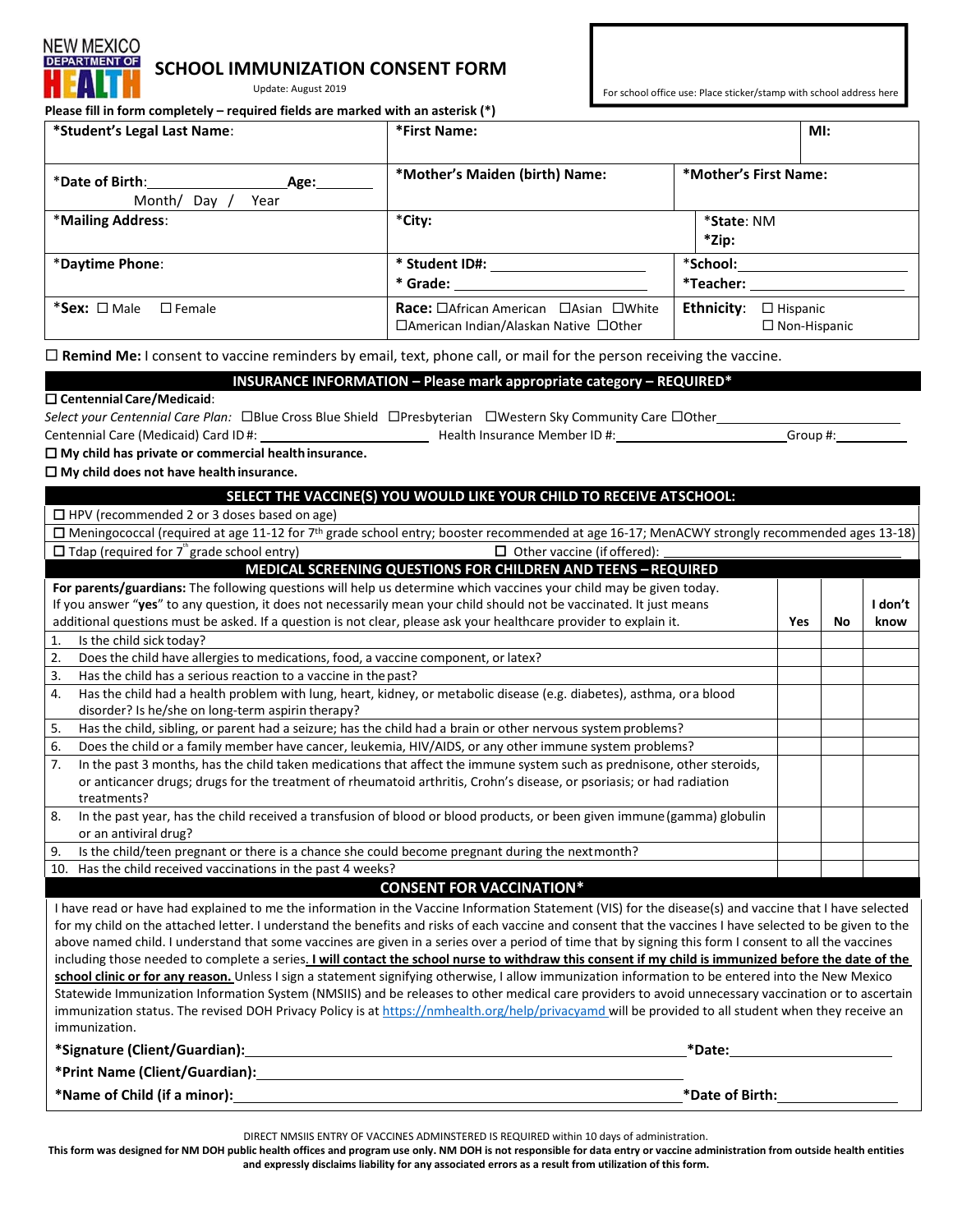NEW MEXICO DEPARTMENT OF HEALTH

# SCHOOL IMMUNIZATION CONSENT FORM

Update: August 2019

For school office use: Place sticker/stamp with school address here

**Please fill in form completely – required fields are marked with an asterisk (*)**

| | | |
|---|---|---|
| ***Student's Legal Last Name**: | ***First Name:** | **MI:** |
| *Date of Birth:\_\_\_\_\_\_\_\_\_\_\_\_ Age:\_\_\_\_\_\_ Month/ Day / Year | ***Mother's Maiden (birth) Name:** | ***Mother's First Name:** |
| *Mailing Address: | *City: | *State: NM *Zip: |
| *Daytime Phone: | * Student ID#: \_\_\_\_\_\_\_\_ * Grade: \_\_\_\_\_\_\_\_ | *School:\_\_\_\_\_\_\_\_ *Teacher: \_\_\_\_\_\_\_\_ |
| *Sex: ☐ Male ☐ Female | **Race:** ☐African American ☐Asian ☐White ☐American Indian/Alaskan Native ☐Other | **Ethnicity**: ☐ Hispanic ☐ Non-Hispanic |

☐ **Remind Me:** I consent to vaccine reminders by email, text, phone call, or mail for the person receiving the vaccine.

## INSURANCE INFORMATION – Please mark appropriate category – REQUIRED*

☐ **Centennial Care/Medicaid**:

*Select your Centennial Care Plan:* ☐Blue Cross Blue Shield ☐Presbyterian ☐Western Sky Community Care ☐Other\_\_\_\_\_\_\_\_

Centennial Care (Medicaid) Card ID#: \_\_\_\_\_\_\_\_ Health Insurance Member ID #:\_\_\_\_\_\_\_\_ Group #:\_\_\_\_\_\_\_\_

☐ **My child has private or commercial health insurance.**

☐ **My child does not have health insurance.**

## SELECT THE VACCINE(S) YOU WOULD LIKE YOUR CHILD TO RECEIVE AT SCHOOL:

☐ HPV (recommended 2 or 3 doses based on age)

☐ Meningococcal (required at age 11-12 for 7th grade school entry; booster recommended at age 16-17; MenACWY strongly recommended ages 13-18)

☐ Tdap (required for 7th grade school entry) ☐ Other vaccine (if offered): \_\_\_\_\_\_\_\_

## MEDICAL SCREENING QUESTIONS FOR CHILDREN AND TEENS – REQUIRED

| **For parents/guardians:** The following questions will help us determine which vaccines your child may be given today. If you answer "**yes**" to any question, it does not necessarily mean your child should not be vaccinated. It just means additional questions must be asked. If a question is not clear, please ask your healthcare provider to explain it. | Yes | No | I don't know |
|---|---|---|---|
| 1. Is the child sick today? | | | |
| 2. Does the child have allergies to medications, food, a vaccine component, or latex? | | | |
| 3. Has the child has a serious reaction to a vaccine in the past? | | | |
| 4. Has the child had a health problem with lung, heart, kidney, or metabolic disease (e.g. diabetes), asthma, or a blood disorder? Is he/she on long-term aspirin therapy? | | | |
| 5. Has the child, sibling, or parent had a seizure; has the child had a brain or other nervous system problems? | | | |
| 6. Does the child or a family member have cancer, leukemia, HIV/AIDS, or any other immune system problems? | | | |
| 7. In the past 3 months, has the child taken medications that affect the immune system such as prednisone, other steroids, or anticancer drugs; drugs for the treatment of rheumatoid arthritis, Crohn's disease, or psoriasis; or had radiation treatments? | | | |
| 8. In the past year, has the child received a transfusion of blood or blood products, or been given immune (gamma) globulin or an antiviral drug? | | | |
| 9. Is the child/teen pregnant or there is a chance she could become pregnant during the next month? | | | |
| 10. Has the child received vaccinations in the past 4 weeks? | | | |

## CONSENT FOR VACCINATION*

I have read or have had explained to me the information in the Vaccine Information Statement (VIS) for the disease(s) and vaccine that I have selected for my child on the attached letter. I understand the benefits and risks of each vaccine and consent that the vaccines I have selected to be given to the above named child. I understand that some vaccines are given in a series over a period of time that by signing this form I consent to all the vaccines including those needed to complete a series. **I will contact the school nurse to withdraw this consent if my child is immunized before the date of the school clinic or for any reason.** Unless I sign a statement signifying otherwise, I allow immunization information to be entered into the New Mexico Statewide Immunization Information System (NMSIIS) and be releases to other medical care providers to avoid unnecessary vaccination or to ascertain immunization status. The revised DOH Privacy Policy is at https://nmhealth.org/help/privacyamd will be provided to all student when they receive an immunization.

***Signature (Client/Guardian):**\_\_\_\_\_\_\_\_\_\_\_\_\_\_\_\_ ***Date:**\_\_\_\_\_\_\_\_

***Print Name (Client/Guardian):**\_\_\_\_\_\_\_\_\_\_\_\_\_\_\_\_

***Name of Child (if a minor):**\_\_\_\_\_\_\_\_\_\_\_\_\_\_\_\_ ***Date of Birth:**\_\_\_\_\_\_\_\_

DIRECT NMSIIS ENTRY OF VACCINES ADMINSTERED IS REQUIRED within 10 days of administration.

**This form was designed for NM DOH public health offices and program use only. NM DOH is not responsible for data entry or vaccine administration from outside health entities and expressly disclaims liability for any associated errors as a result from utilization of this form.**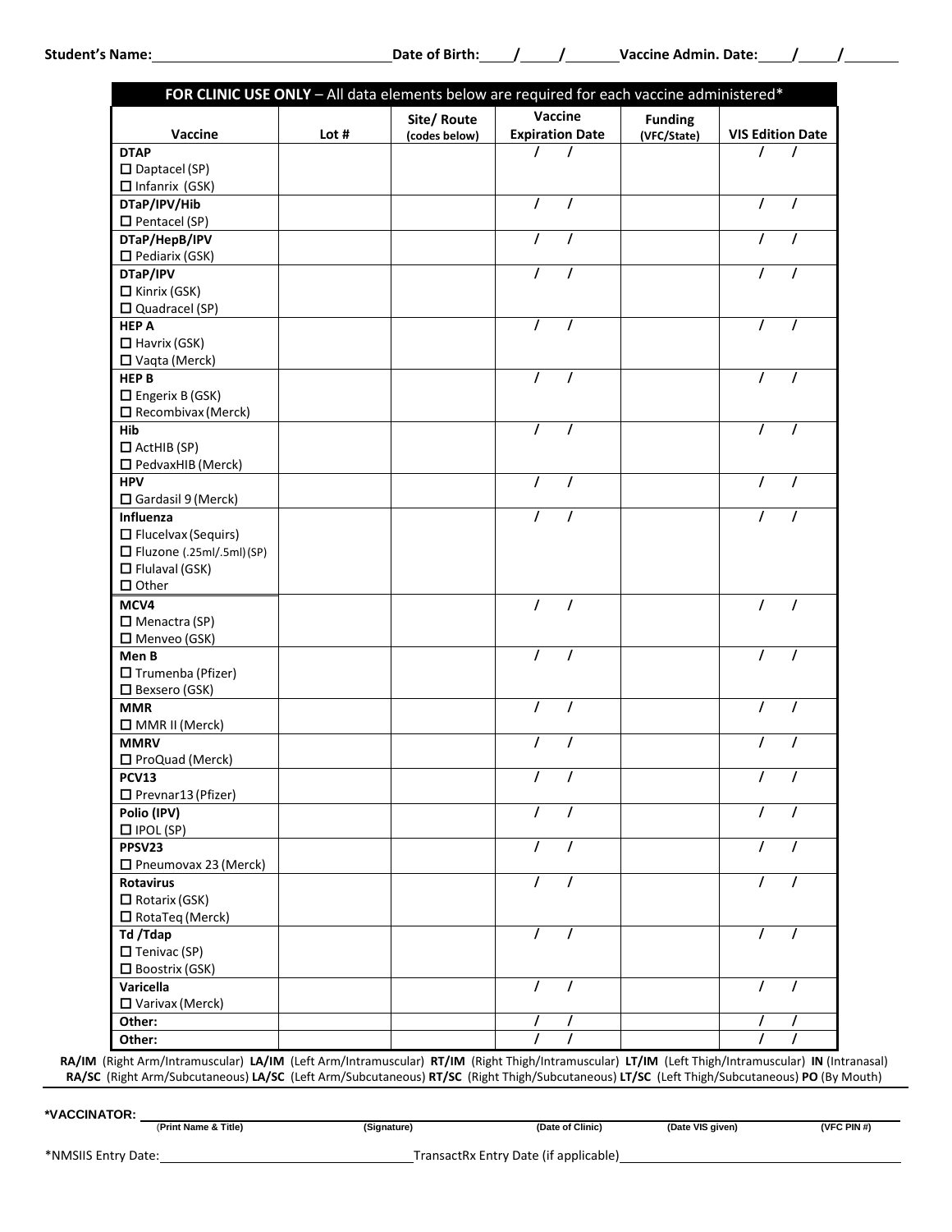Student's Name:\_\_\_\_\_\_\_\_\_\_\_\_\_\_\_\_\_\_\_\_\_\_\_\_\_\_\_\_\_\_\_\_ Date of Birth:\_\_\_\_/\_\_\_\_/\_\_\_\_\_\_ Vaccine Admin. Date:\_\_\_\_/\_\_\_\_/\_\_\_\_\_\_

| FOR CLINIC USE ONLY – All data elements below are required for each vaccine administered* | | | | | |
|---|---|---|---|---|---|
| Vaccine | Lot # | Site/ Route (codes below) | Vaccine Expiration Date | Funding (VFC/State) | VIS Edition Date |
| **DTAP**<br>☐ Daptacel (SP)<br>☐ Infanrix (GSK) | | | / / | | / / |
| **DTaP/IPV/Hib**<br>☐ Pentacel (SP) | | | / / | | / / |
| **DTaP/HepB/IPV**<br>☐ Pediarix (GSK) | | | / / | | / / |
| **DTaP/IPV**<br>☐ Kinrix (GSK)<br>☐ Quadracel (SP) | | | / / | | / / |
| **HEP A**<br>☐ Havrix (GSK)<br>☐ Vaqta (Merck) | | | / / | | / / |
| **HEP B**<br>☐ Engerix B (GSK)<br>☐ Recombivax (Merck) | | | / / | | / / |
| **Hib**<br>☐ ActHIB (SP)<br>☐ PedvaxHIB (Merck) | | | / / | | / / |
| **HPV**<br>☐ Gardasil 9 (Merck) | | | / / | | / / |
| **Influenza**<br>☐ Flucelvax (Sequirs)<br>☐ Fluzone (.25ml/.5ml) (SP)<br>☐ Flulaval (GSK)<br>☐ Other | | | / / | | / / |
| **MCV4**<br>☐ Menactra (SP)<br>☐ Menveo (GSK) | | | / / | | / / |
| **Men B**<br>☐ Trumenba (Pfizer)<br>☐ Bexsero (GSK) | | | / / | | / / |
| **MMR**<br>☐ MMR II (Merck) | | | / / | | / / |
| **MMRV**<br>☐ ProQuad (Merck) | | | / / | | / / |
| **PCV13**<br>☐ Prevnar13 (Pfizer) | | | / / | | / / |
| **Polio (IPV)**<br>☐ IPOL (SP) | | | / / | | / / |
| **PPSV23**<br>☐ Pneumovax 23 (Merck) | | | / / | | / / |
| **Rotavirus**<br>☐ Rotarix (GSK)<br>☐ RotaTeq (Merck) | | | / / | | / / |
| **Td /Tdap**<br>☐ Tenivac (SP)<br>☐ Boostrix (GSK) | | | / / | | / / |
| **Varicella**<br>☐ Varivax (Merck) | | | / / | | / / |
| **Other:** | | | / / | | / / |
| **Other:** | | | / / | | / / |

**RA/IM** (Right Arm/Intramuscular) **LA/IM** (Left Arm/Intramuscular) **RT/IM** (Right Thigh/Intramuscular) **LT/IM** (Left Thigh/Intramuscular) **IN** (Intranasal)
**RA/SC** (Right Arm/Subcutaneous) **LA/SC** (Left Arm/Subcutaneous) **RT/SC** (Right Thigh/Subcutaneous) **LT/SC** (Left Thigh/Subcutaneous) **PO** (By Mouth)

**\*VACCINATOR:** \_\_\_\_\_\_\_\_\_\_\_\_\_\_\_\_\_\_\_\_\_\_\_\_\_\_\_\_\_\_\_\_\_\_\_\_\_\_\_\_\_\_\_\_\_\_\_\_\_\_\_\_\_\_\_\_\_\_\_\_\_\_\_\_\_\_\_\_\_\_\_\_\_\_\_\_\_\_
(**Print Name & Title**) **(Signature)** **(Date of Clinic)** **(Date VIS given)** **(VFC PIN #)**

\*NMSIIS Entry Date:\_\_\_\_\_\_\_\_\_\_\_\_\_\_\_\_\_\_\_\_\_\_\_\_\_\_\_\_\_\_\_\_TransactRx Entry Date (if applicable)\_\_\_\_\_\_\_\_\_\_\_\_\_\_\_\_\_\_\_\_\_\_\_\_\_\_\_\_\_\_\_\_